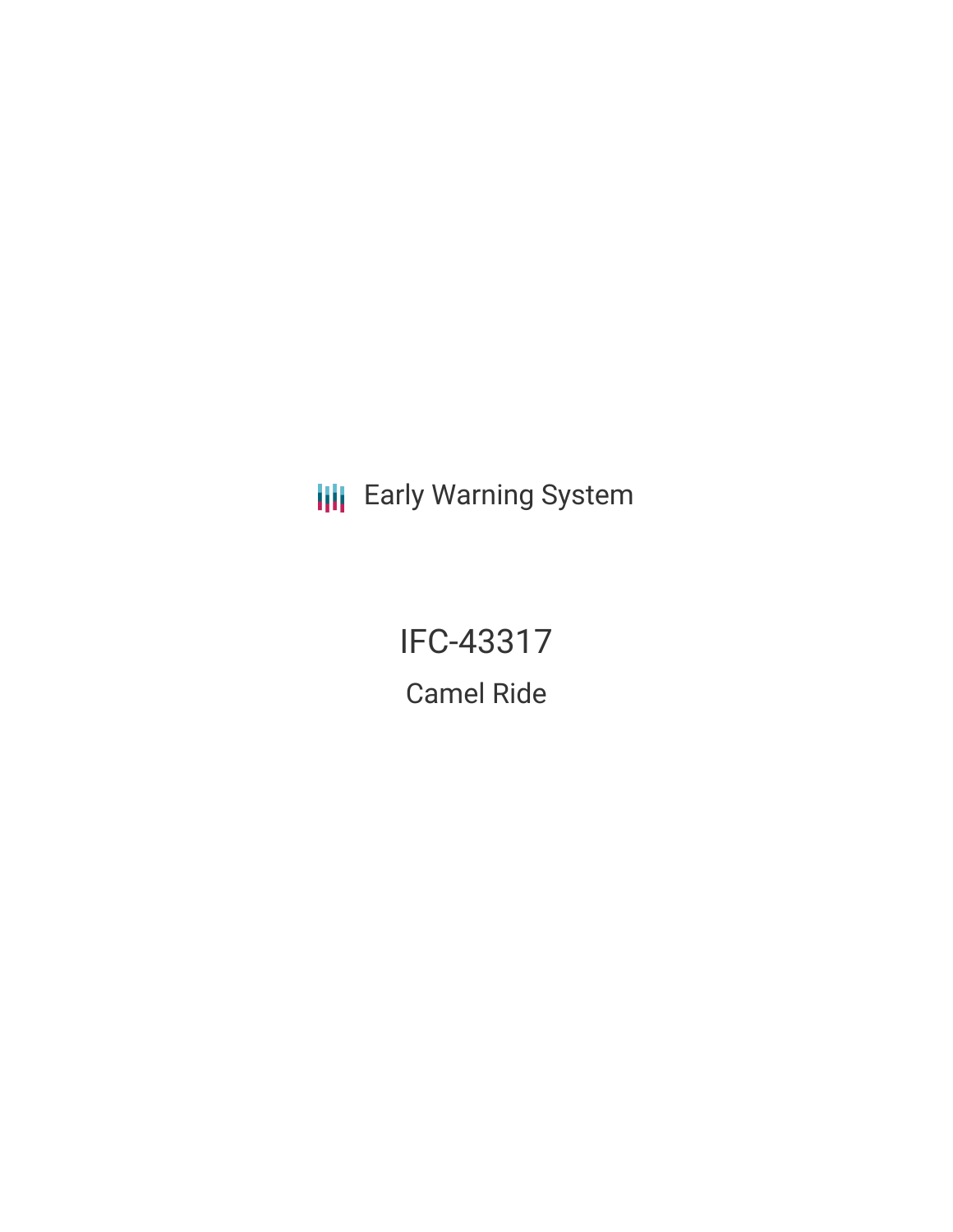Early Warning System

# IFC-43317

## Camel Ride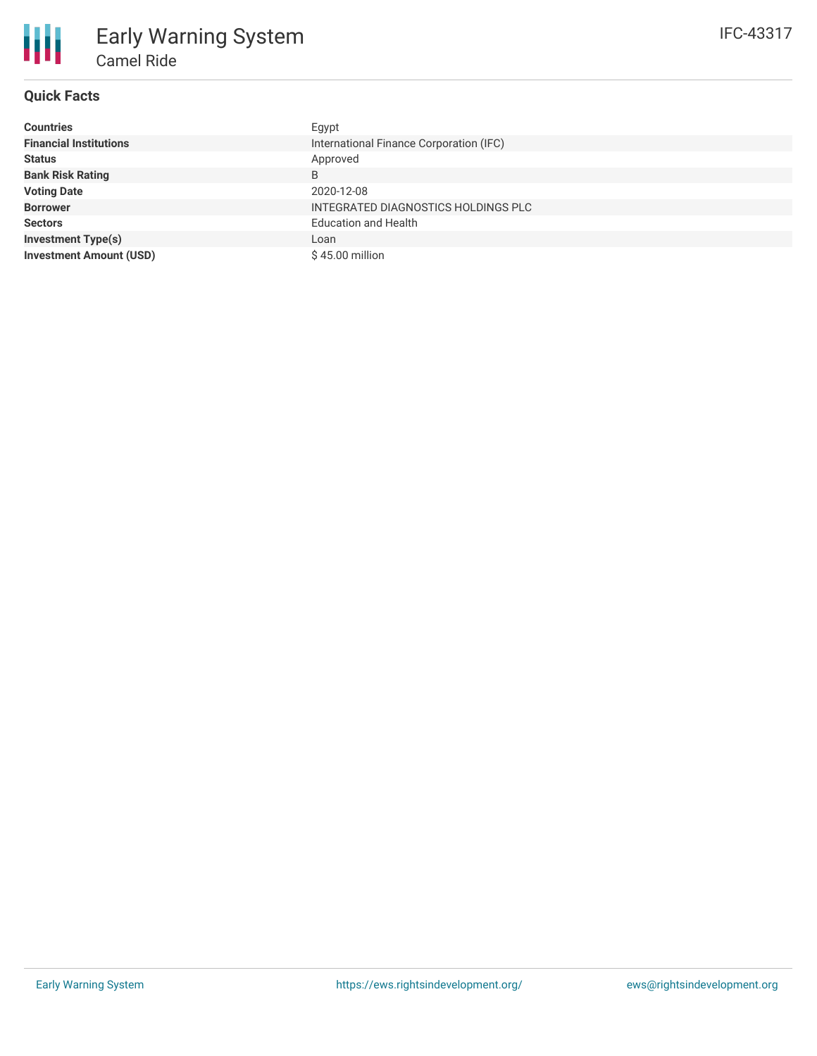# Early Warning System

## Camel Ride

IFC-43317

### Quick Facts

| | |
|---|---|
| **Countries** | Egypt |
| **Financial Institutions** | International Finance Corporation (IFC) |
| **Status** | Approved |
| **Bank Risk Rating** | B |
| **Voting Date** | 2020-12-08 |
| **Borrower** | INTEGRATED DIAGNOSTICS HOLDINGS PLC |
| **Sectors** | Education and Health |
| **Investment Type(s)** | Loan |
| **Investment Amount (USD)** | $ 45.00 million |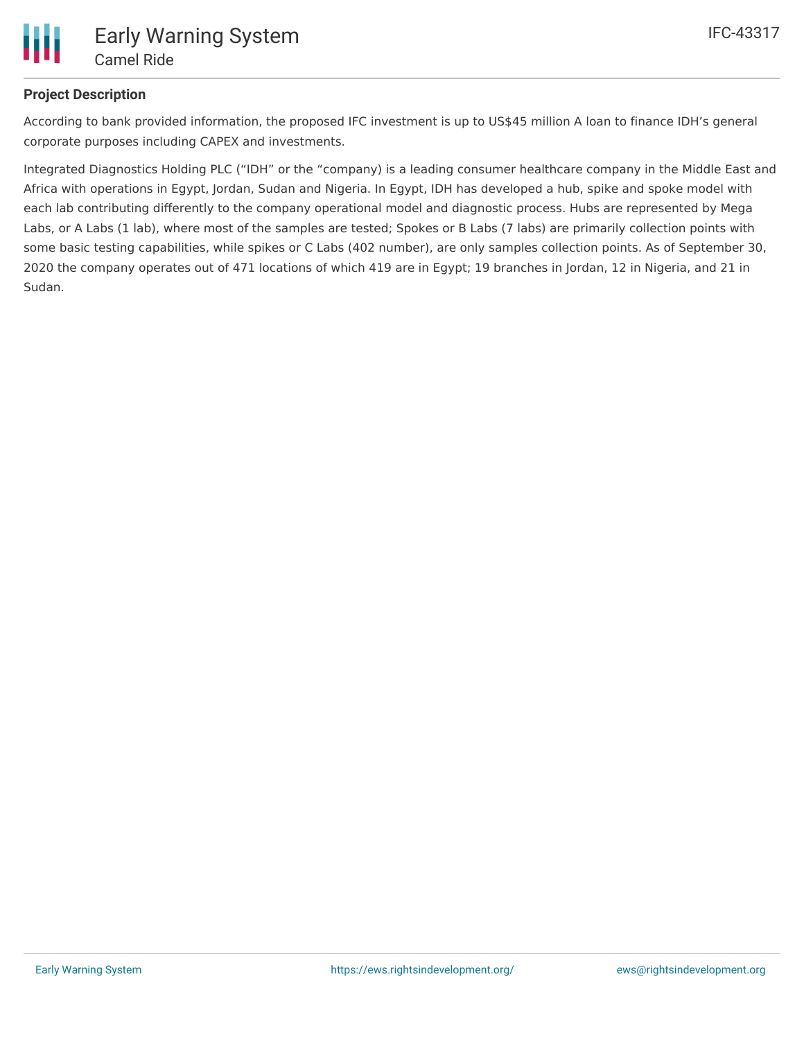## Project Description

According to bank provided information, the proposed IFC investment is up to US$45 million A loan to finance IDH's general corporate purposes including CAPEX and investments.

Integrated Diagnostics Holding PLC ("IDH" or the "company) is a leading consumer healthcare company in the Middle East and Africa with operations in Egypt, Jordan, Sudan and Nigeria. In Egypt, IDH has developed a hub, spike and spoke model with each lab contributing differently to the company operational model and diagnostic process. Hubs are represented by Mega Labs, or A Labs (1 lab), where most of the samples are tested; Spokes or B Labs (7 labs) are primarily collection points with some basic testing capabilities, while spikes or C Labs (402 number), are only samples collection points. As of September 30, 2020 the company operates out of 471 locations of which 419 are in Egypt; 19 branches in Jordan, 12 in Nigeria, and 21 in Sudan.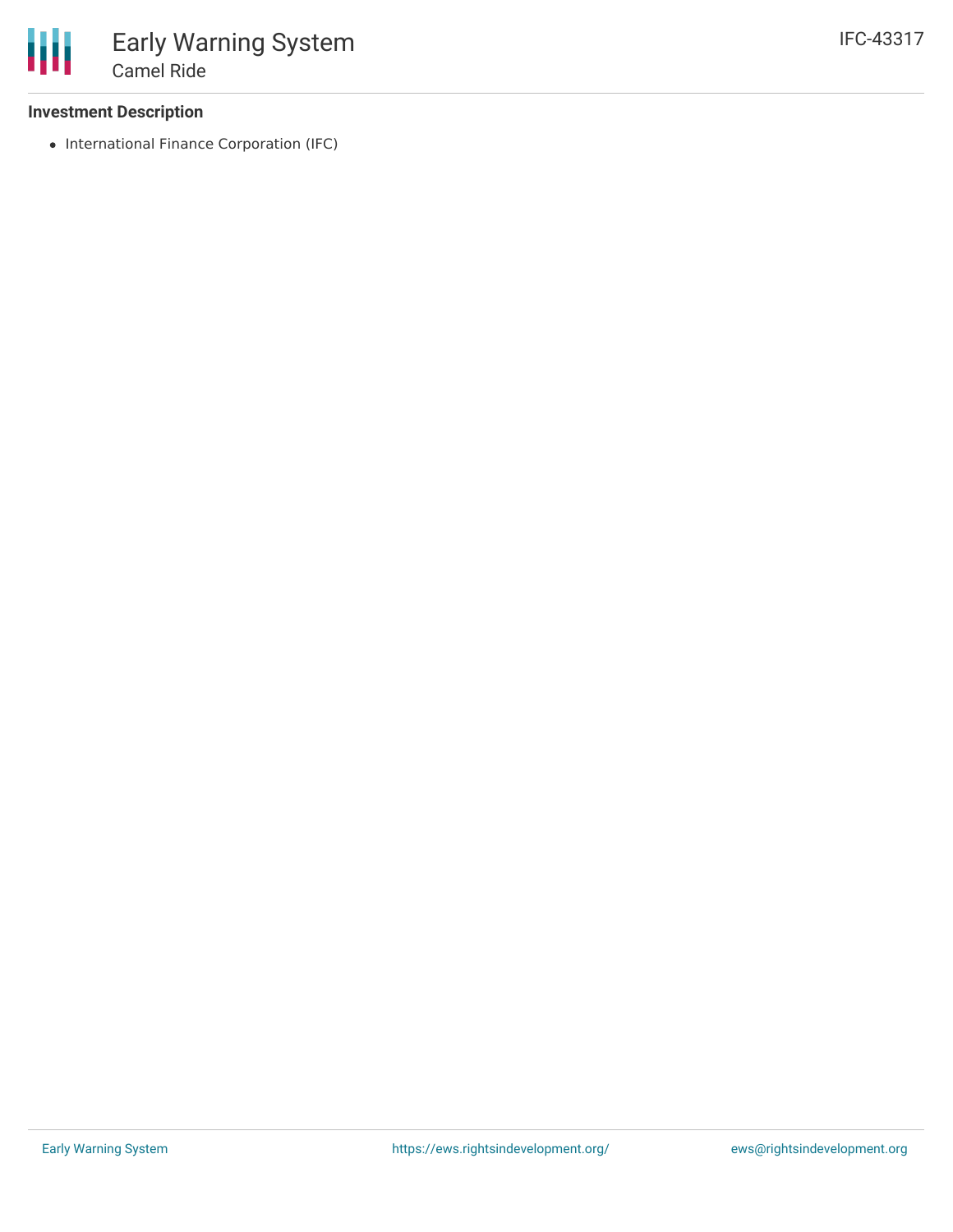### Investment Description

- International Finance Corporation (IFC)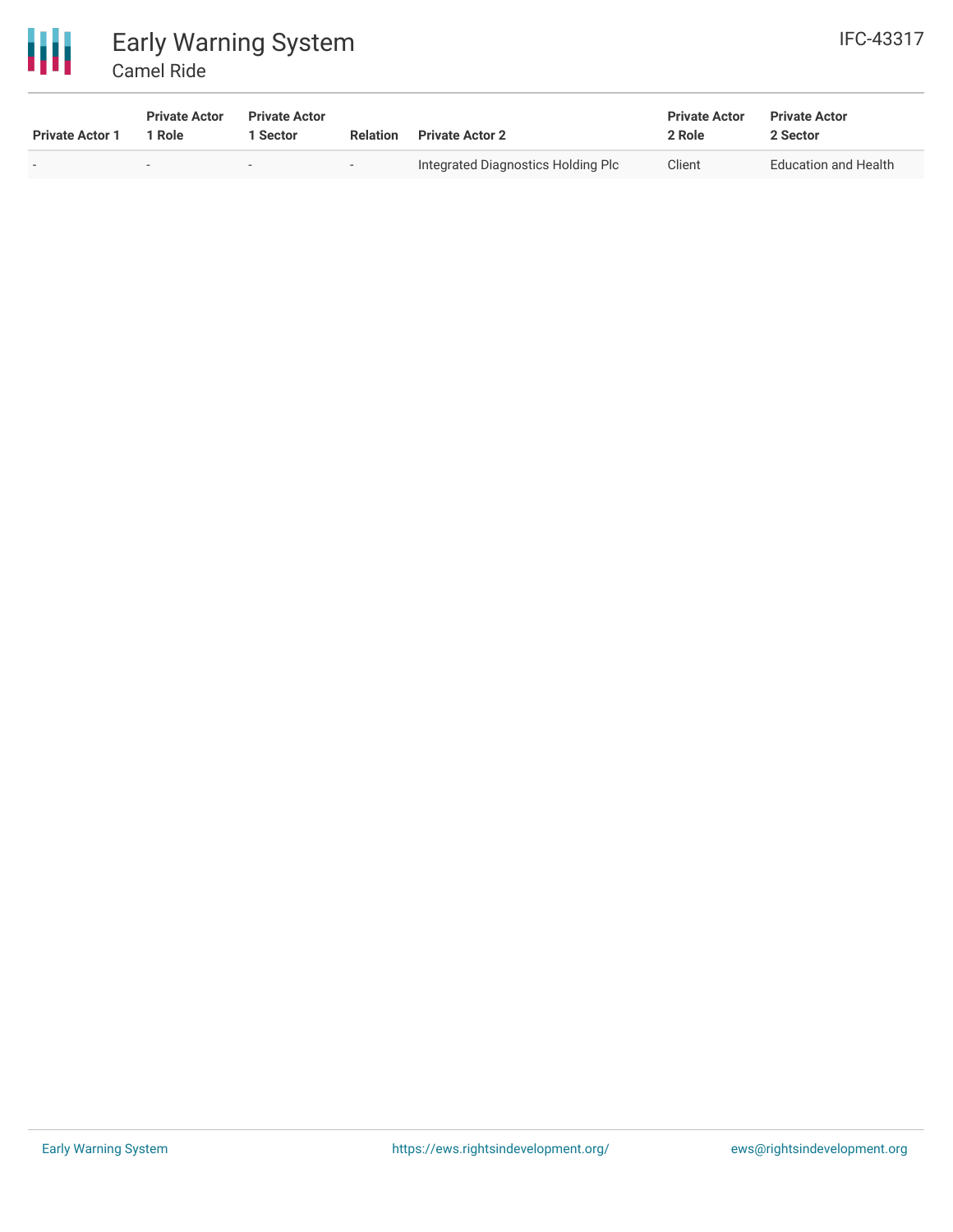| Private Actor 1 | Private Actor 1 Role | Private Actor 1 Sector | Relation | Private Actor 2 | Private Actor 2 Role | Private Actor 2 Sector |
|---|---|---|---|---|---|---|
| - | - | - | - | Integrated Diagnostics Holding Plc | Client | Education and Health |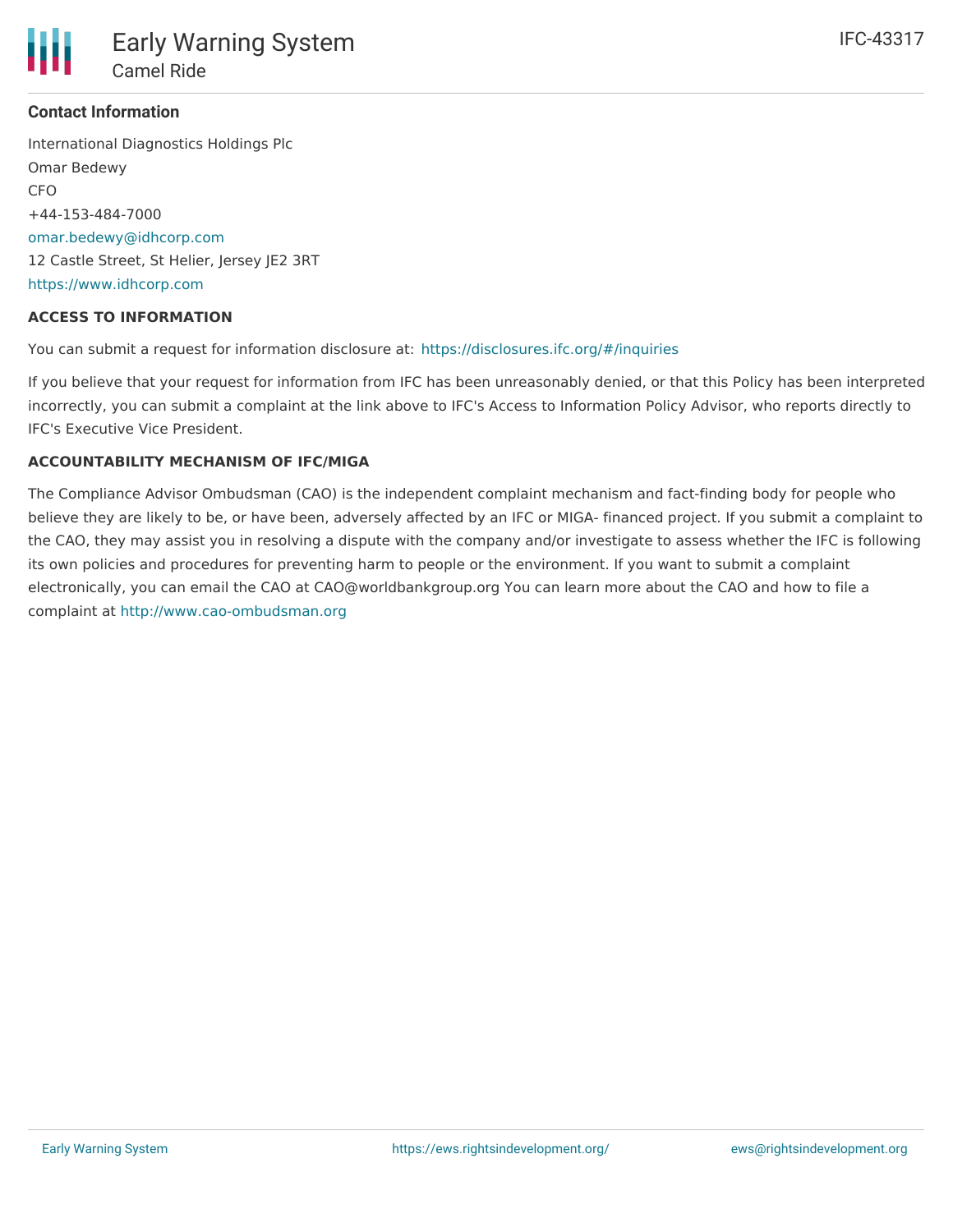**Contact Information**

International Diagnostics Holdings Plc
Omar Bedewy
CFO
+44-153-484-7000
omar.bedewy@idhcorp.com
12 Castle Street, St Helier, Jersey JE2 3RT
https://www.idhcorp.com

**ACCESS TO INFORMATION**

You can submit a request for information disclosure at: https://disclosures.ifc.org/#/inquiries

If you believe that your request for information from IFC has been unreasonably denied, or that this Policy has been interpreted incorrectly, you can submit a complaint at the link above to IFC's Access to Information Policy Advisor, who reports directly to IFC's Executive Vice President.

**ACCOUNTABILITY MECHANISM OF IFC/MIGA**

The Compliance Advisor Ombudsman (CAO) is the independent complaint mechanism and fact-finding body for people who believe they are likely to be, or have been, adversely affected by an IFC or MIGA- financed project. If you submit a complaint to the CAO, they may assist you in resolving a dispute with the company and/or investigate to assess whether the IFC is following its own policies and procedures for preventing harm to people or the environment. If you want to submit a complaint electronically, you can email the CAO at CAO@worldbankgroup.org You can learn more about the CAO and how to file a complaint at http://www.cao-ombudsman.org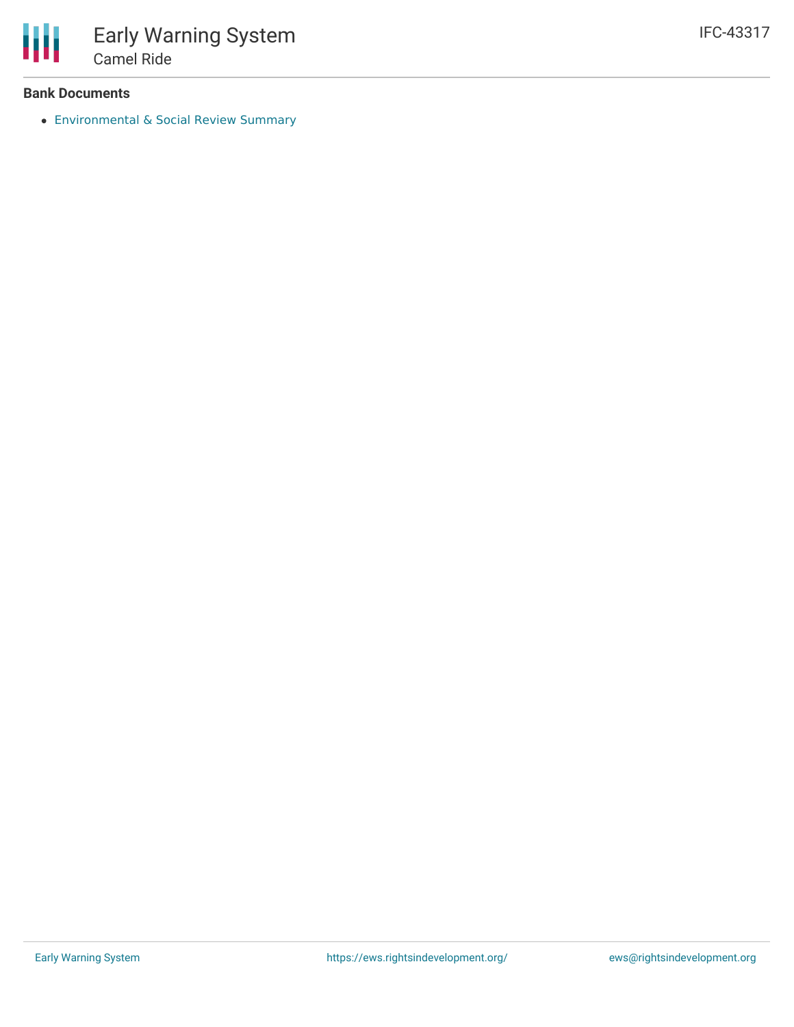**Bank Documents**

- Environmental & Social Review Summary